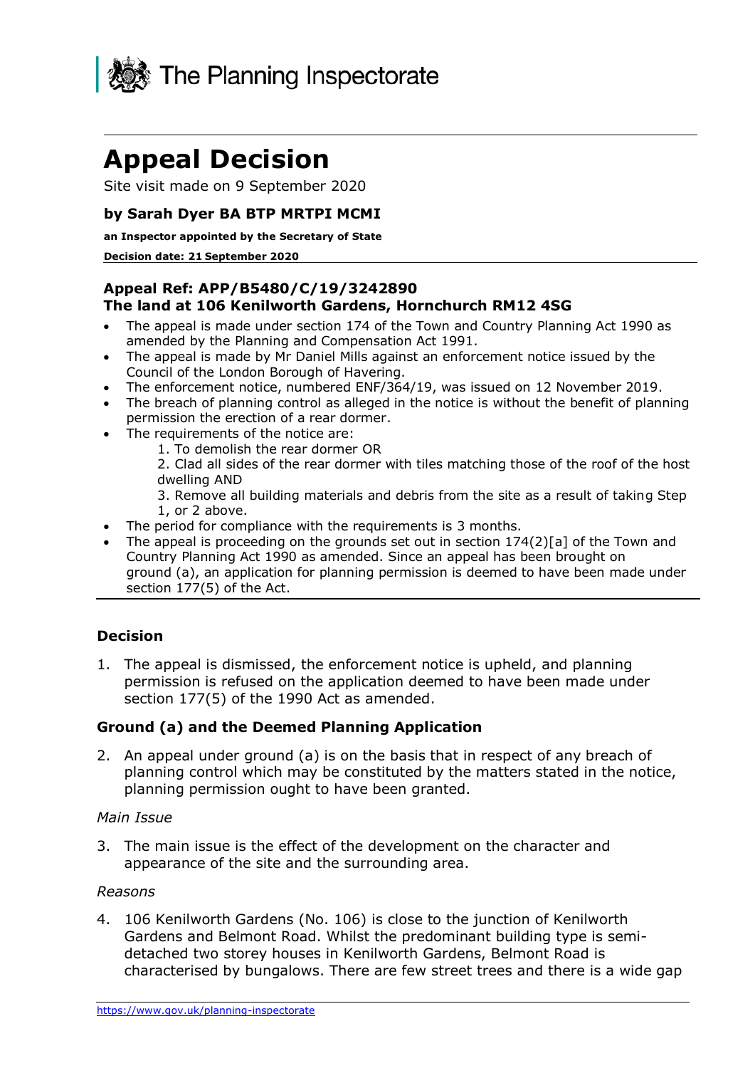The Planning Inspectorate

# Appeal Decision

Site visit made on 9 September 2020

### by Sarah Dyer BA BTP MRTPI MCMI

**an Inspector appointed by the Secretary of State**

**Decision date: 21 September 2020**

---

### Appeal Ref: APP/B5480/C/19/3242890
### The land at 106 Kenilworth Gardens, Hornchurch RM12 4SG

- The appeal is made under section 174 of the Town and Country Planning Act 1990 as amended by the Planning and Compensation Act 1991.
- The appeal is made by Mr Daniel Mills against an enforcement notice issued by the Council of the London Borough of Havering.
- The enforcement notice, numbered ENF/364/19, was issued on 12 November 2019.
- The breach of planning control as alleged in the notice is without the benefit of planning permission the erection of a rear dormer.
- The requirements of the notice are:
  1. To demolish the rear dormer OR
  2. Clad all sides of the rear dormer with tiles matching those of the roof of the host dwelling AND
  3. Remove all building materials and debris from the site as a result of taking Step 1, or 2 above.
- The period for compliance with the requirements is 3 months.
- The appeal is proceeding on the grounds set out in section 174(2)[a] of the Town and Country Planning Act 1990 as amended. Since an appeal has been brought on ground (a), an application for planning permission is deemed to have been made under section 177(5) of the Act.

---

### Decision

1. The appeal is dismissed, the enforcement notice is upheld, and planning permission is refused on the application deemed to have been made under section 177(5) of the 1990 Act as amended.

### Ground (a) and the Deemed Planning Application

2. An appeal under ground (a) is on the basis that in respect of any breach of planning control which may be constituted by the matters stated in the notice, planning permission ought to have been granted.

*Main Issue*

3. The main issue is the effect of the development on the character and appearance of the site and the surrounding area.

*Reasons*

4. 106 Kenilworth Gardens (No. 106) is close to the junction of Kenilworth Gardens and Belmont Road. Whilst the predominant building type is semi-detached two storey houses in Kenilworth Gardens, Belmont Road is characterised by bungalows. There are few street trees and there is a wide gap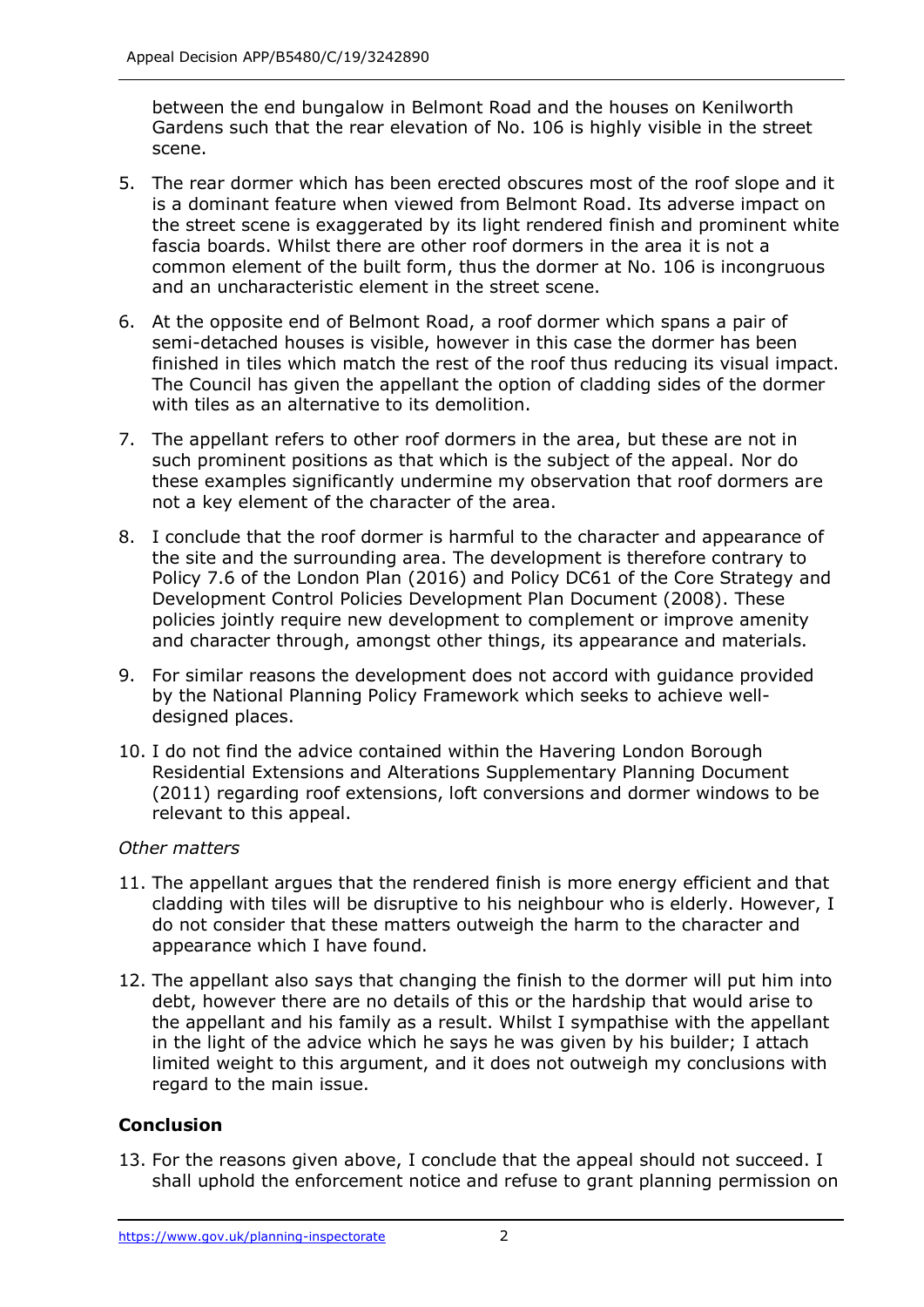between the end bungalow in Belmont Road and the houses on Kenilworth Gardens such that the rear elevation of No. 106 is highly visible in the street scene.

5. The rear dormer which has been erected obscures most of the roof slope and it is a dominant feature when viewed from Belmont Road. Its adverse impact on the street scene is exaggerated by its light rendered finish and prominent white fascia boards. Whilst there are other roof dormers in the area it is not a common element of the built form, thus the dormer at No. 106 is incongruous and an uncharacteristic element in the street scene.

6. At the opposite end of Belmont Road, a roof dormer which spans a pair of semi-detached houses is visible, however in this case the dormer has been finished in tiles which match the rest of the roof thus reducing its visual impact. The Council has given the appellant the option of cladding sides of the dormer with tiles as an alternative to its demolition.

7. The appellant refers to other roof dormers in the area, but these are not in such prominent positions as that which is the subject of the appeal. Nor do these examples significantly undermine my observation that roof dormers are not a key element of the character of the area.

8. I conclude that the roof dormer is harmful to the character and appearance of the site and the surrounding area. The development is therefore contrary to Policy 7.6 of the London Plan (2016) and Policy DC61 of the Core Strategy and Development Control Policies Development Plan Document (2008). These policies jointly require new development to complement or improve amenity and character through, amongst other things, its appearance and materials.

9. For similar reasons the development does not accord with guidance provided by the National Planning Policy Framework which seeks to achieve well-designed places.

10. I do not find the advice contained within the Havering London Borough Residential Extensions and Alterations Supplementary Planning Document (2011) regarding roof extensions, loft conversions and dormer windows to be relevant to this appeal.

*Other matters*

11. The appellant argues that the rendered finish is more energy efficient and that cladding with tiles will be disruptive to his neighbour who is elderly. However, I do not consider that these matters outweigh the harm to the character and appearance which I have found.

12. The appellant also says that changing the finish to the dormer will put him into debt, however there are no details of this or the hardship that would arise to the appellant and his family as a result. Whilst I sympathise with the appellant in the light of the advice which he says he was given by his builder; I attach limited weight to this argument, and it does not outweigh my conclusions with regard to the main issue.

## Conclusion

13. For the reasons given above, I conclude that the appeal should not succeed. I shall uphold the enforcement notice and refuse to grant planning permission on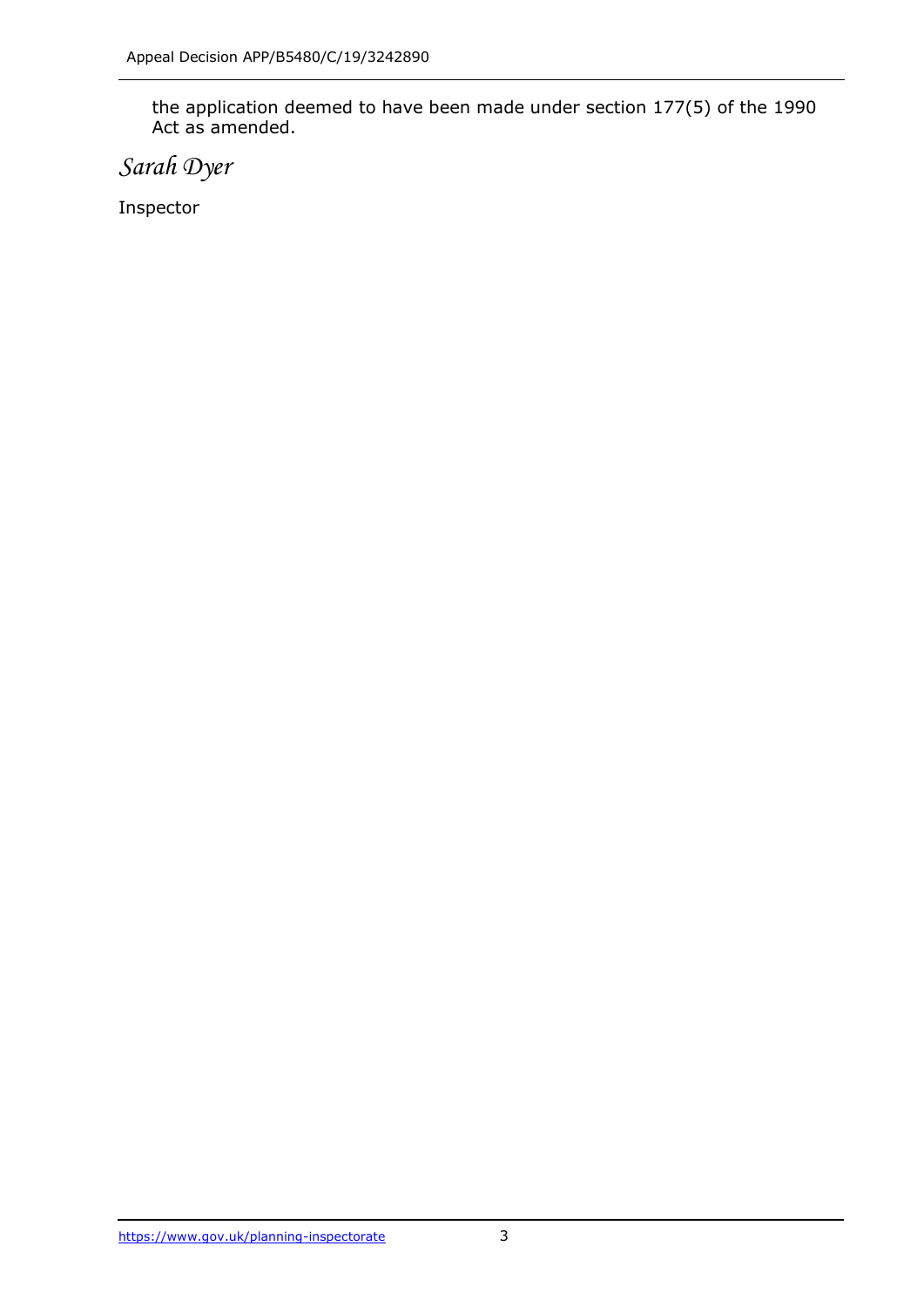the application deemed to have been made under section 177(5) of the 1990 Act as amended.

*Sarah Dyer*

Inspector